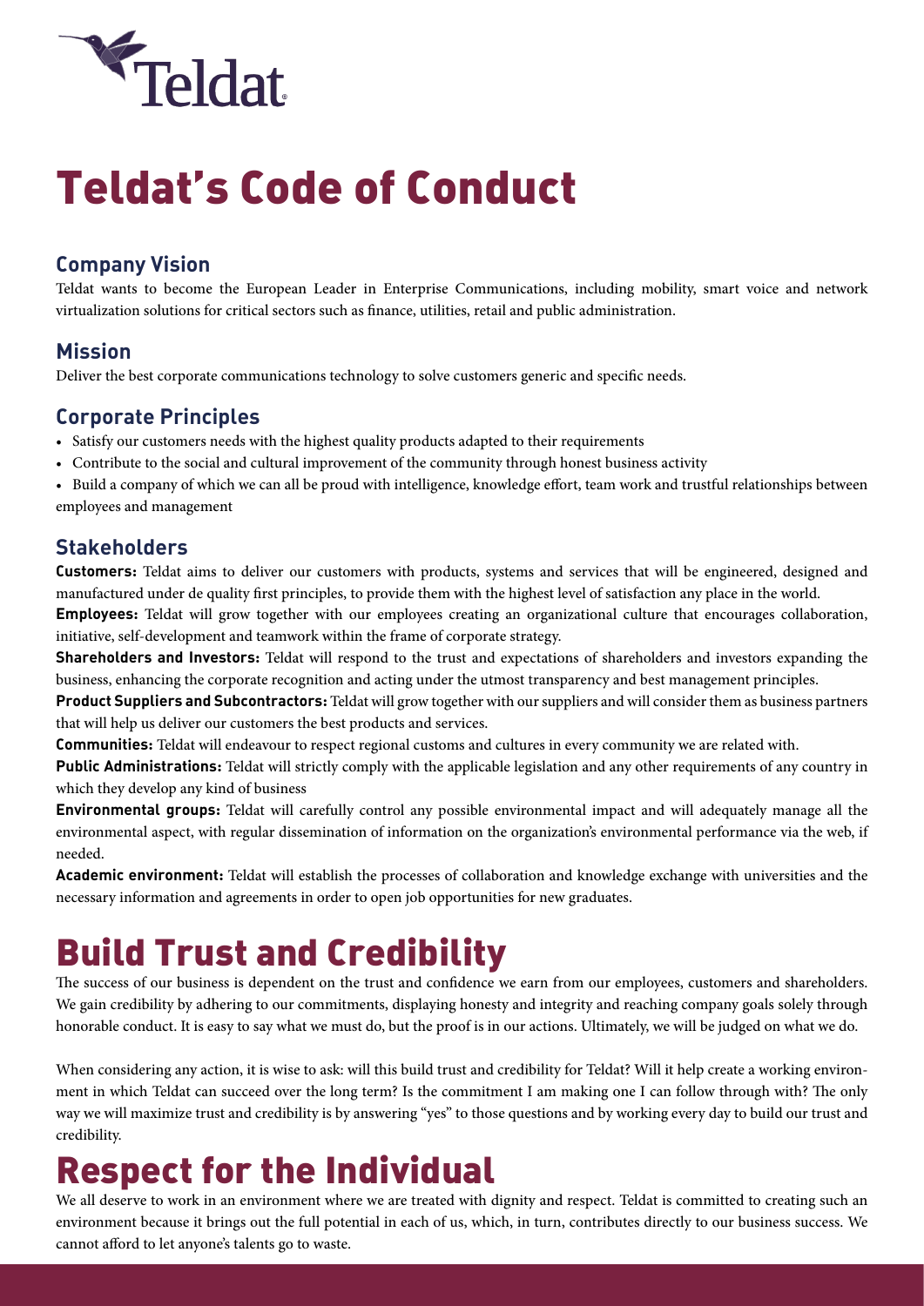Teldat

# Teldat's Code of Conduct

### Company Vision

Teldat wants to become the European Leader in Enterprise Communications, including mobility, smart voice and network virtualization solutions for critical sectors such as finance, utilities, retail and public administration.

### Mission

Deliver the best corporate communications technology to solve customers generic and specific needs.

### Corporate Principles

- Satisfy our customers needs with the highest quality products adapted to their requirements
- Contribute to the social and cultural improvement of the community through honest business activity
- Build a company of which we can all be proud with intelligence, knowledge effort, team work and trustful relationships between employees and management

### Stakeholders

**Customers:** Teldat aims to deliver our customers with products, systems and services that will be engineered, designed and manufactured under de quality first principles, to provide them with the highest level of satisfaction any place in the world.

**Employees:** Teldat will grow together with our employees creating an organizational culture that encourages collaboration, initiative, self-development and teamwork within the frame of corporate strategy.

**Shareholders and Investors:** Teldat will respond to the trust and expectations of shareholders and investors expanding the business, enhancing the corporate recognition and acting under the utmost transparency and best management principles.

**Product Suppliers and Subcontractors:** Teldat will grow together with our suppliers and will consider them as business partners that will help us deliver our customers the best products and services.

**Communities:** Teldat will endeavour to respect regional customs and cultures in every community we are related with.

**Public Administrations:** Teldat will strictly comply with the applicable legislation and any other requirements of any country in which they develop any kind of business

**Environmental groups:** Teldat will carefully control any possible environmental impact and will adequately manage all the environmental aspect, with regular dissemination of information on the organization's environmental performance via the web, if needed.

**Academic environment:** Teldat will establish the processes of collaboration and knowledge exchange with universities and the necessary information and agreements in order to open job opportunities for new graduates.

# Build Trust and Credibility

The success of our business is dependent on the trust and confidence we earn from our employees, customers and shareholders. We gain credibility by adhering to our commitments, displaying honesty and integrity and reaching company goals solely through honorable conduct. It is easy to say what we must do, but the proof is in our actions. Ultimately, we will be judged on what we do.

When considering any action, it is wise to ask: will this build trust and credibility for Teldat? Will it help create a working environment in which Teldat can succeed over the long term? Is the commitment I am making one I can follow through with? The only way we will maximize trust and credibility is by answering "yes" to those questions and by working every day to build our trust and credibility.

# Respect for the Individual

We all deserve to work in an environment where we are treated with dignity and respect. Teldat is committed to creating such an environment because it brings out the full potential in each of us, which, in turn, contributes directly to our business success. We cannot afford to let anyone's talents go to waste.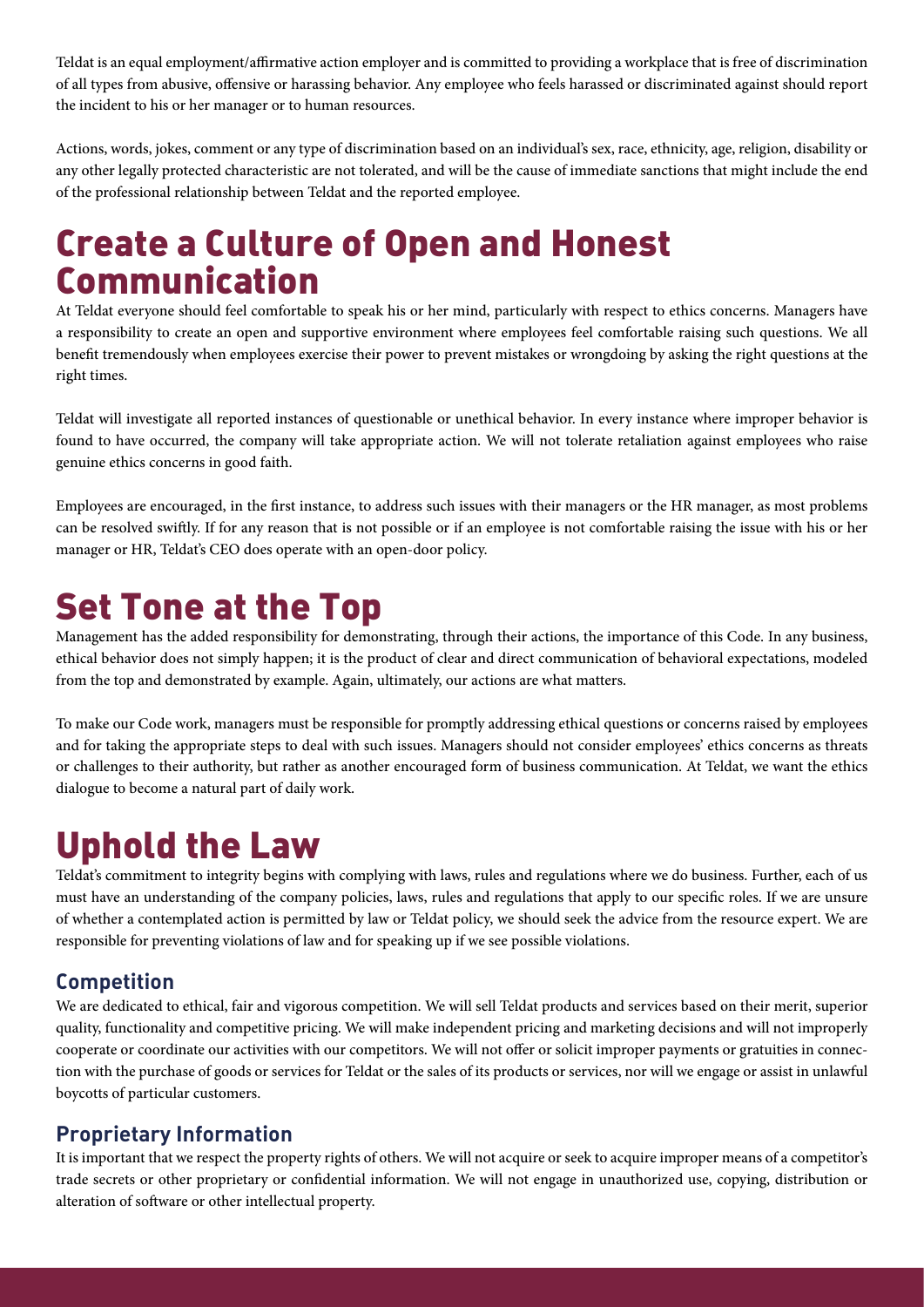Teldat is an equal employment/affirmative action employer and is committed to providing a workplace that is free of discrimination of all types from abusive, offensive or harassing behavior. Any employee who feels harassed or discriminated against should report the incident to his or her manager or to human resources.

Actions, words, jokes, comment or any type of discrimination based on an individual's sex, race, ethnicity, age, religion, disability or any other legally protected characteristic are not tolerated, and will be the cause of immediate sanctions that might include the end of the professional relationship between Teldat and the reported employee.

# Create a Culture of Open and Honest Communication

At Teldat everyone should feel comfortable to speak his or her mind, particularly with respect to ethics concerns. Managers have a responsibility to create an open and supportive environment where employees feel comfortable raising such questions. We all benefit tremendously when employees exercise their power to prevent mistakes or wrongdoing by asking the right questions at the right times.

Teldat will investigate all reported instances of questionable or unethical behavior. In every instance where improper behavior is found to have occurred, the company will take appropriate action. We will not tolerate retaliation against employees who raise genuine ethics concerns in good faith.

Employees are encouraged, in the first instance, to address such issues with their managers or the HR manager, as most problems can be resolved swiftly. If for any reason that is not possible or if an employee is not comfortable raising the issue with his or her manager or HR, Teldat's CEO does operate with an open-door policy.

# Set Tone at the Top

Management has the added responsibility for demonstrating, through their actions, the importance of this Code. In any business, ethical behavior does not simply happen; it is the product of clear and direct communication of behavioral expectations, modeled from the top and demonstrated by example. Again, ultimately, our actions are what matters.

To make our Code work, managers must be responsible for promptly addressing ethical questions or concerns raised by employees and for taking the appropriate steps to deal with such issues. Managers should not consider employees' ethics concerns as threats or challenges to their authority, but rather as another encouraged form of business communication. At Teldat, we want the ethics dialogue to become a natural part of daily work.

# Uphold the Law

Teldat's commitment to integrity begins with complying with laws, rules and regulations where we do business. Further, each of us must have an understanding of the company policies, laws, rules and regulations that apply to our specific roles. If we are unsure of whether a contemplated action is permitted by law or Teldat policy, we should seek the advice from the resource expert. We are responsible for preventing violations of law and for speaking up if we see possible violations.

## Competition

We are dedicated to ethical, fair and vigorous competition. We will sell Teldat products and services based on their merit, superior quality, functionality and competitive pricing. We will make independent pricing and marketing decisions and will not improperly cooperate or coordinate our activities with our competitors. We will not offer or solicit improper payments or gratuities in connection with the purchase of goods or services for Teldat or the sales of its products or services, nor will we engage or assist in unlawful boycotts of particular customers.

## Proprietary Information

It is important that we respect the property rights of others. We will not acquire or seek to acquire improper means of a competitor's trade secrets or other proprietary or confidential information. We will not engage in unauthorized use, copying, distribution or alteration of software or other intellectual property.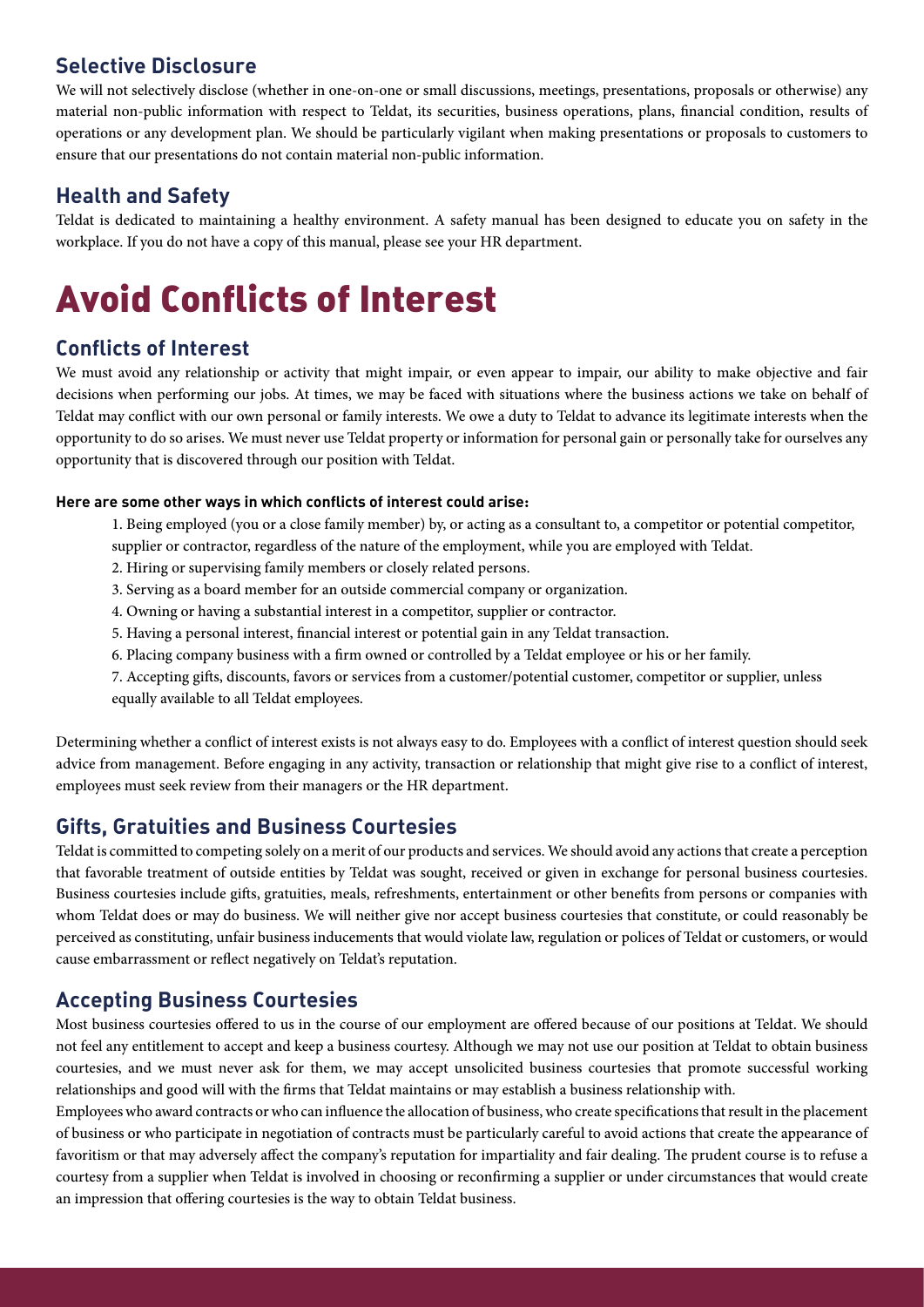## Selective Disclosure

We will not selectively disclose (whether in one-on-one or small discussions, meetings, presentations, proposals or otherwise) any material non-public information with respect to Teldat, its securities, business operations, plans, financial condition, results of operations or any development plan. We should be particularly vigilant when making presentations or proposals to customers to ensure that our presentations do not contain material non-public information.

## Health and Safety

Teldat is dedicated to maintaining a healthy environment. A safety manual has been designed to educate you on safety in the workplace. If you do not have a copy of this manual, please see your HR department.

# Avoid Conflicts of Interest

## Conflicts of Interest

We must avoid any relationship or activity that might impair, or even appear to impair, our ability to make objective and fair decisions when performing our jobs. At times, we may be faced with situations where the business actions we take on behalf of Teldat may conflict with our own personal or family interests. We owe a duty to Teldat to advance its legitimate interests when the opportunity to do so arises. We must never use Teldat property or information for personal gain or personally take for ourselves any opportunity that is discovered through our position with Teldat.

**Here are some other ways in which conflicts of interest could arise:**

1. Being employed (you or a close family member) by, or acting as a consultant to, a competitor or potential competitor, supplier or contractor, regardless of the nature of the employment, while you are employed with Teldat.
2. Hiring or supervising family members or closely related persons.
3. Serving as a board member for an outside commercial company or organization.
4. Owning or having a substantial interest in a competitor, supplier or contractor.
5. Having a personal interest, financial interest or potential gain in any Teldat transaction.
6. Placing company business with a firm owned or controlled by a Teldat employee or his or her family.
7. Accepting gifts, discounts, favors or services from a customer/potential customer, competitor or supplier, unless equally available to all Teldat employees.

Determining whether a conflict of interest exists is not always easy to do. Employees with a conflict of interest question should seek advice from management. Before engaging in any activity, transaction or relationship that might give rise to a conflict of interest, employees must seek review from their managers or the HR department.

## Gifts, Gratuities and Business Courtesies

Teldat is committed to competing solely on a merit of our products and services. We should avoid any actions that create a perception that favorable treatment of outside entities by Teldat was sought, received or given in exchange for personal business courtesies. Business courtesies include gifts, gratuities, meals, refreshments, entertainment or other benefits from persons or companies with whom Teldat does or may do business. We will neither give nor accept business courtesies that constitute, or could reasonably be perceived as constituting, unfair business inducements that would violate law, regulation or polices of Teldat or customers, or would cause embarrassment or reflect negatively on Teldat's reputation.

## Accepting Business Courtesies

Most business courtesies offered to us in the course of our employment are offered because of our positions at Teldat. We should not feel any entitlement to accept and keep a business courtesy. Although we may not use our position at Teldat to obtain business courtesies, and we must never ask for them, we may accept unsolicited business courtesies that promote successful working relationships and good will with the firms that Teldat maintains or may establish a business relationship with.

Employees who award contracts or who can influence the allocation of business, who create specifications that result in the placement of business or who participate in negotiation of contracts must be particularly careful to avoid actions that create the appearance of favoritism or that may adversely affect the company's reputation for impartiality and fair dealing. The prudent course is to refuse a courtesy from a supplier when Teldat is involved in choosing or reconfirming a supplier or under circumstances that would create an impression that offering courtesies is the way to obtain Teldat business.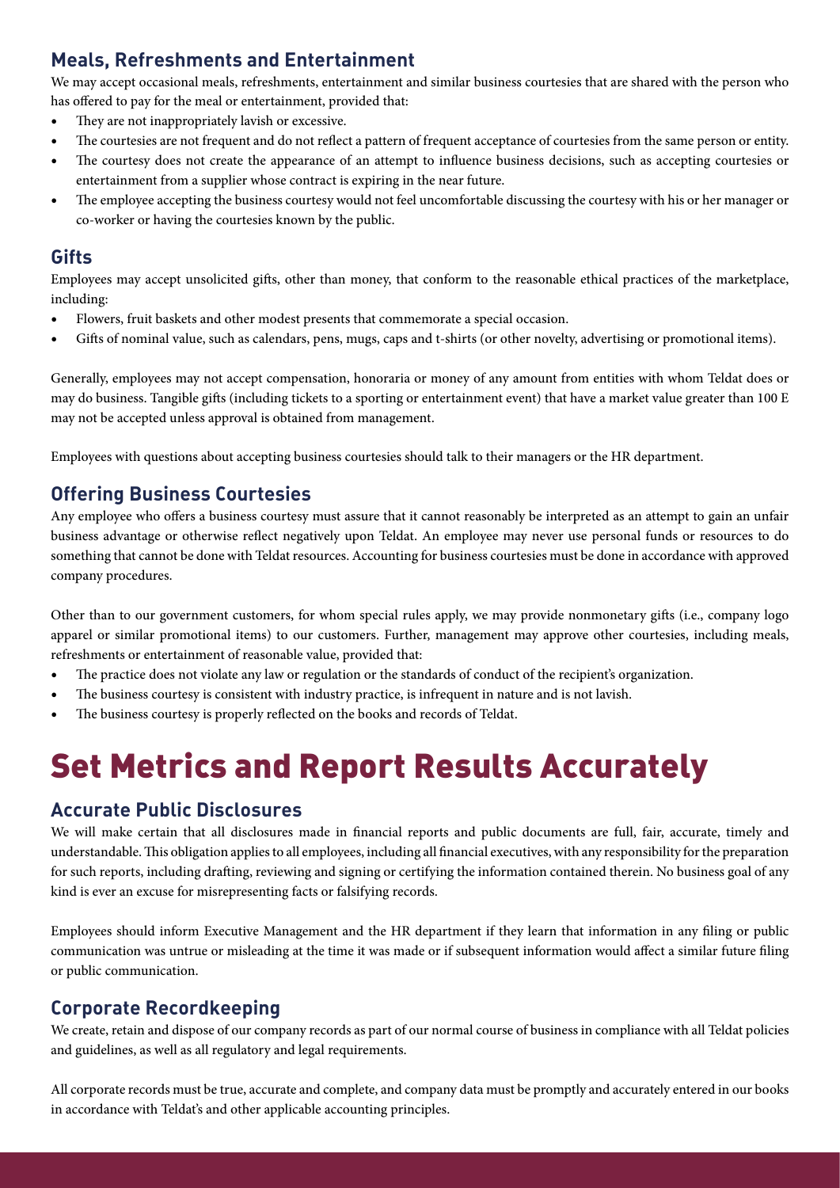## Meals, Refreshments and Entertainment

We may accept occasional meals, refreshments, entertainment and similar business courtesies that are shared with the person who has offered to pay for the meal or entertainment, provided that:

- They are not inappropriately lavish or excessive.
- The courtesies are not frequent and do not reflect a pattern of frequent acceptance of courtesies from the same person or entity.
- The courtesy does not create the appearance of an attempt to influence business decisions, such as accepting courtesies or entertainment from a supplier whose contract is expiring in the near future.
- The employee accepting the business courtesy would not feel uncomfortable discussing the courtesy with his or her manager or co-worker or having the courtesies known by the public.

## Gifts

Employees may accept unsolicited gifts, other than money, that conform to the reasonable ethical practices of the marketplace, including:

- Flowers, fruit baskets and other modest presents that commemorate a special occasion.
- Gifts of nominal value, such as calendars, pens, mugs, caps and t-shirts (or other novelty, advertising or promotional items).

Generally, employees may not accept compensation, honoraria or money of any amount from entities with whom Teldat does or may do business. Tangible gifts (including tickets to a sporting or entertainment event) that have a market value greater than 100 E may not be accepted unless approval is obtained from management.

Employees with questions about accepting business courtesies should talk to their managers or the HR department.

## Offering Business Courtesies

Any employee who offers a business courtesy must assure that it cannot reasonably be interpreted as an attempt to gain an unfair business advantage or otherwise reflect negatively upon Teldat. An employee may never use personal funds or resources to do something that cannot be done with Teldat resources. Accounting for business courtesies must be done in accordance with approved company procedures.

Other than to our government customers, for whom special rules apply, we may provide nonmonetary gifts (i.e., company logo apparel or similar promotional items) to our customers. Further, management may approve other courtesies, including meals, refreshments or entertainment of reasonable value, provided that:

- The practice does not violate any law or regulation or the standards of conduct of the recipient's organization.
- The business courtesy is consistent with industry practice, is infrequent in nature and is not lavish.
- The business courtesy is properly reflected on the books and records of Teldat.

# Set Metrics and Report Results Accurately

## Accurate Public Disclosures

We will make certain that all disclosures made in financial reports and public documents are full, fair, accurate, timely and understandable. This obligation applies to all employees, including all financial executives, with any responsibility for the preparation for such reports, including drafting, reviewing and signing or certifying the information contained therein. No business goal of any kind is ever an excuse for misrepresenting facts or falsifying records.

Employees should inform Executive Management and the HR department if they learn that information in any filing or public communication was untrue or misleading at the time it was made or if subsequent information would affect a similar future filing or public communication.

## Corporate Recordkeeping

We create, retain and dispose of our company records as part of our normal course of business in compliance with all Teldat policies and guidelines, as well as all regulatory and legal requirements.

All corporate records must be true, accurate and complete, and company data must be promptly and accurately entered in our books in accordance with Teldat's and other applicable accounting principles.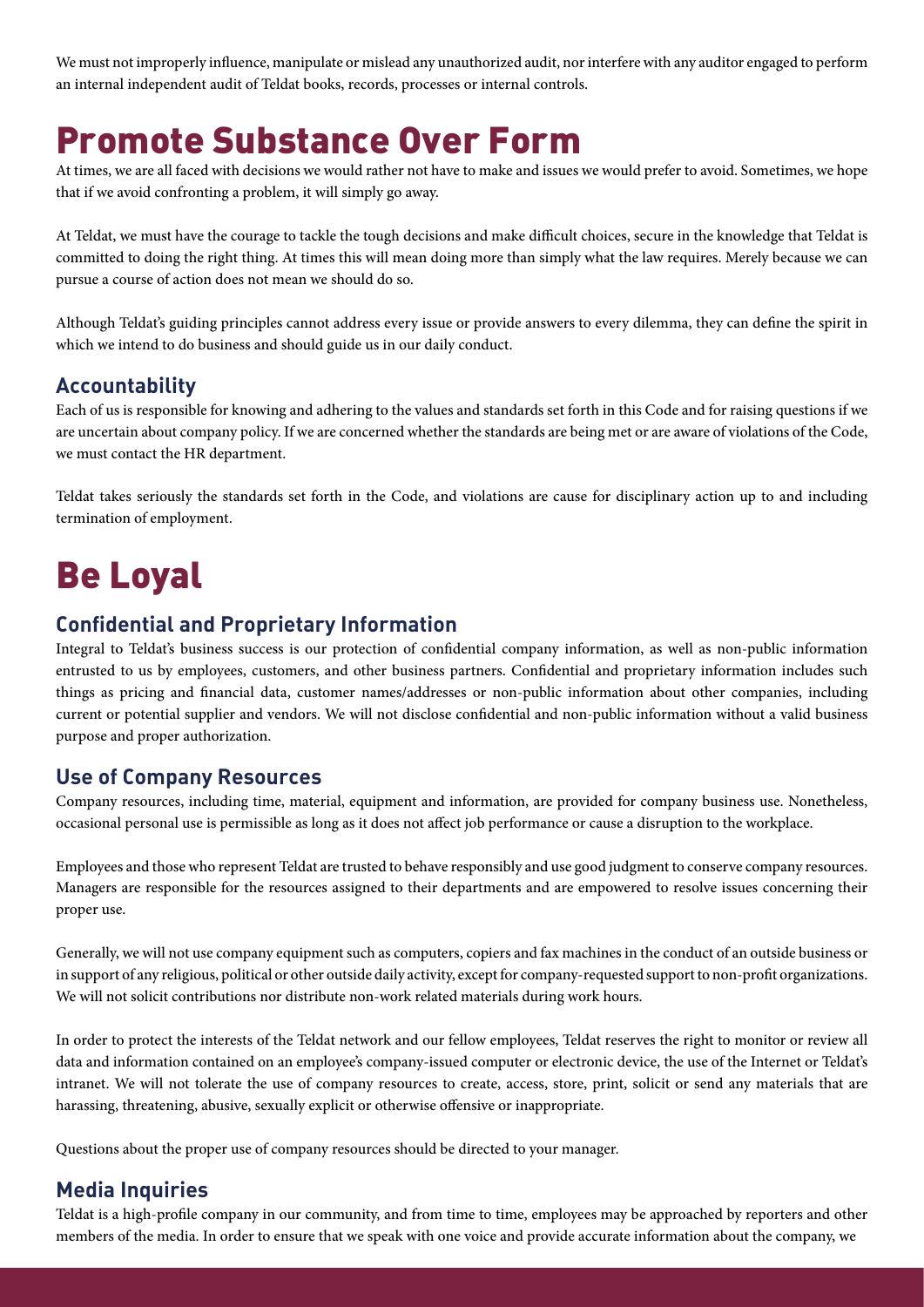We must not improperly influence, manipulate or mislead any unauthorized audit, nor interfere with any auditor engaged to perform an internal independent audit of Teldat books, records, processes or internal controls.

# Promote Substance Over Form

At times, we are all faced with decisions we would rather not have to make and issues we would prefer to avoid. Sometimes, we hope that if we avoid confronting a problem, it will simply go away.

At Teldat, we must have the courage to tackle the tough decisions and make difficult choices, secure in the knowledge that Teldat is committed to doing the right thing. At times this will mean doing more than simply what the law requires. Merely because we can pursue a course of action does not mean we should do so.

Although Teldat's guiding principles cannot address every issue or provide answers to every dilemma, they can define the spirit in which we intend to do business and should guide us in our daily conduct.

## Accountability

Each of us is responsible for knowing and adhering to the values and standards set forth in this Code and for raising questions if we are uncertain about company policy. If we are concerned whether the standards are being met or are aware of violations of the Code, we must contact the HR department.

Teldat takes seriously the standards set forth in the Code, and violations are cause for disciplinary action up to and including termination of employment.

# Be Loyal

## Confidential and Proprietary Information

Integral to Teldat's business success is our protection of confidential company information, as well as non-public information entrusted to us by employees, customers, and other business partners. Confidential and proprietary information includes such things as pricing and financial data, customer names/addresses or non-public information about other companies, including current or potential supplier and vendors. We will not disclose confidential and non-public information without a valid business purpose and proper authorization.

## Use of Company Resources

Company resources, including time, material, equipment and information, are provided for company business use. Nonetheless, occasional personal use is permissible as long as it does not affect job performance or cause a disruption to the workplace.

Employees and those who represent Teldat are trusted to behave responsibly and use good judgment to conserve company resources. Managers are responsible for the resources assigned to their departments and are empowered to resolve issues concerning their proper use.

Generally, we will not use company equipment such as computers, copiers and fax machines in the conduct of an outside business or in support of any religious, political or other outside daily activity, except for company-requested support to non-profit organizations. We will not solicit contributions nor distribute non-work related materials during work hours.

In order to protect the interests of the Teldat network and our fellow employees, Teldat reserves the right to monitor or review all data and information contained on an employee's company-issued computer or electronic device, the use of the Internet or Teldat's intranet. We will not tolerate the use of company resources to create, access, store, print, solicit or send any materials that are harassing, threatening, abusive, sexually explicit or otherwise offensive or inappropriate.

Questions about the proper use of company resources should be directed to your manager.

## Media Inquiries

Teldat is a high-profile company in our community, and from time to time, employees may be approached by reporters and other members of the media. In order to ensure that we speak with one voice and provide accurate information about the company, we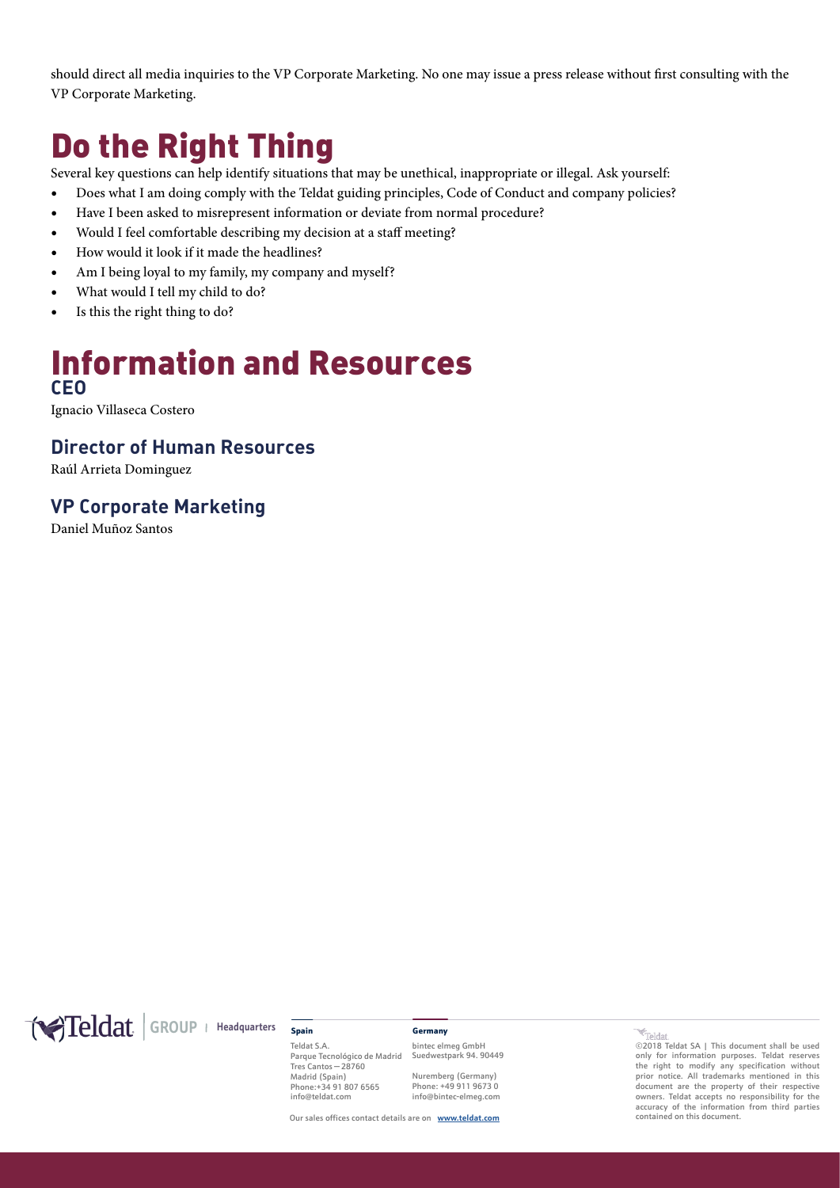should direct all media inquiries to the VP Corporate Marketing. No one may issue a press release without first consulting with the VP Corporate Marketing.

# Do the Right Thing

Several key questions can help identify situations that may be unethical, inappropriate or illegal. Ask yourself:

- Does what I am doing comply with the Teldat guiding principles, Code of Conduct and company policies?
- Have I been asked to misrepresent information or deviate from normal procedure?
- Would I feel comfortable describing my decision at a staff meeting?
- How would it look if it made the headlines?
- Am I being loyal to my family, my company and myself?
- What would I tell my child to do?
- Is this the right thing to do?

# Information and Resources

## CEO

Ignacio Villaseca Costero

## Director of Human Resources

Raúl Arrieta Dominguez

## VP Corporate Marketing

Daniel Muñoz Santos

Teldat GROUP | Headquarters

**Spain**

Teldat S.A.
Parque Tecnológico de Madrid
Tres Cantos – 28760
Madrid (Spain)
Phone:+34 91 807 6565
info@teldat.com

**Germany**

bintec elmeg GmbH
Suedwestpark 94. 90449

Nuremberg (Germany)
Phone: +49 911 9673 0
info@bintec-elmeg.com

Our sales offices contact details are on www.teldat.com

©2018 Teldat SA | This document shall be used only for information purposes. Teldat reserves the right to modify any specification without prior notice. All trademarks mentioned in this document are the property of their respective owners. Teldat accepts no responsibility for the accuracy of the information from third parties contained on this document.